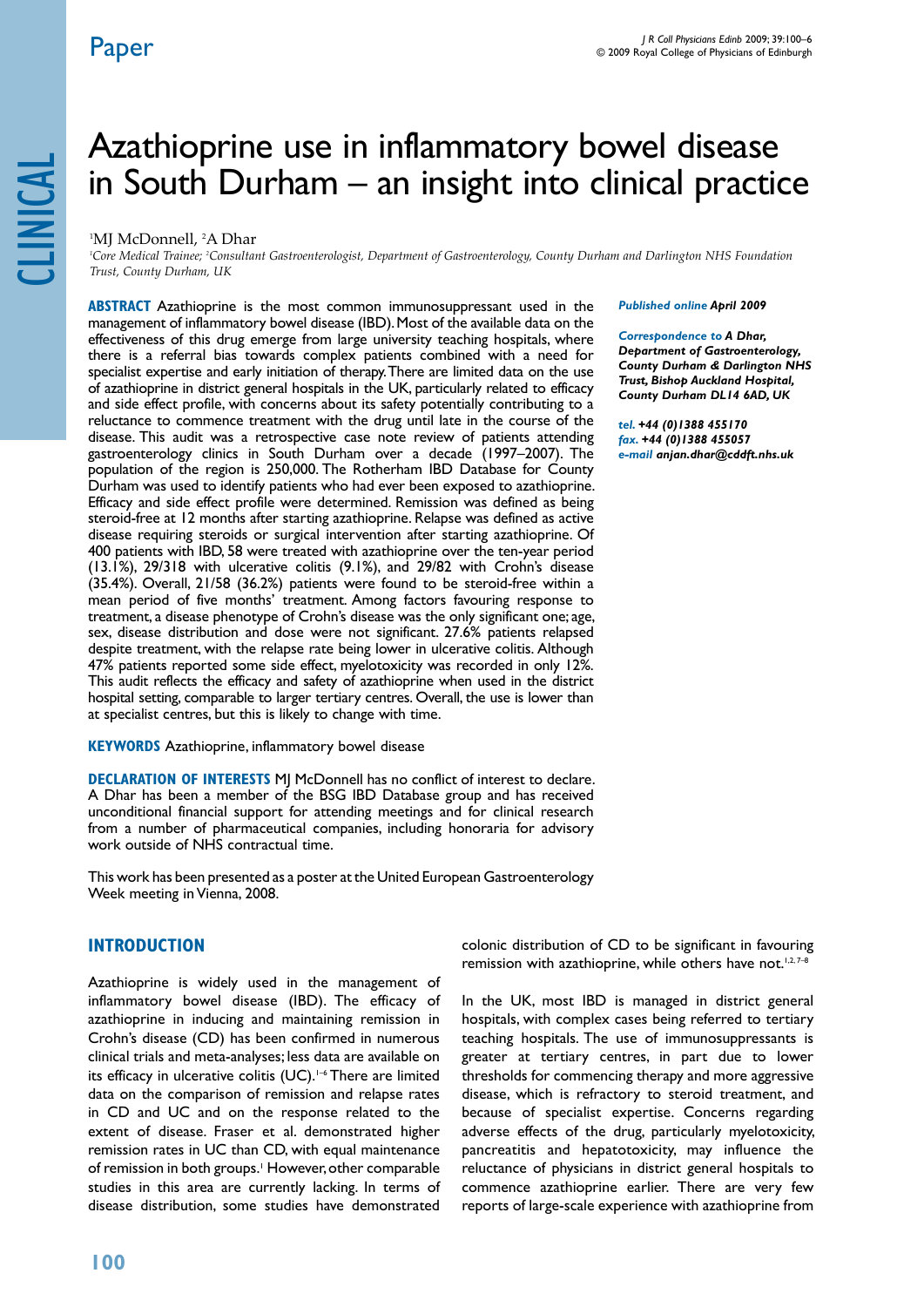# Azathioprine use in inflammatory bowel disease in South Durham – an insight into clinical practice

[1]MJ McDonnell, [2]A Dhar

[1]*Core Medical Trainee;* [2]*Consultant Gastroenterologist, Department of Gastroenterology, County Durham and Darlington NHS Foundation Trust, County Durham, UK*

**ABSTRACT** Azathioprine is the most common immunosuppressant used in the management of inflammatory bowel disease (IBD). Most of the available data on the effectiveness of this drug emerge from large university teaching hospitals, where there is a referral bias towards complex patients combined with a need for specialist expertise and early initiation of therapy. There are limited data on the use of azathioprine in district general hospitals in the UK, particularly related to efficacy and side effect profile, with concerns about its safety potentially contributing to a reluctance to commence treatment with the drug until late in the course of the disease. This audit was a retrospective case note review of patients attending gastroenterology clinics in South Durham over a decade (1997–2007). The population of the region is 250,000. The Rotherham IBD Database for County Durham was used to identify patients who had ever been exposed to azathioprine. Efficacy and side effect profile were determined. Remission was defined as being steroid-free at 12 months after starting azathioprine. Relapse was defined as active disease requiring steroids or surgical intervention after starting azathioprine. Of 400 patients with IBD, 58 were treated with azathioprine over the ten-year period (13.1%), 29/318 with ulcerative colitis (9.1%), and 29/82 with Crohn's disease (35.4%). Overall, 21/58 (36.2%) patients were found to be steroid-free within a mean period of five months' treatment. Among factors favouring response to treatment, a disease phenotype of Crohn's disease was the only significant one; age, sex, disease distribution and dose were not significant. 27.6% patients relapsed despite treatment, with the relapse rate being lower in ulcerative colitis. Although 47% patients reported some side effect, myelotoxicity was recorded in only 12%. This audit reflects the efficacy and safety of azathioprine when used in the district hospital setting, comparable to larger tertiary centres. Overall, the use is lower than at specialist centres, but this is likely to change with time.

***Published online** April 2009*

***Correspondence to** A Dhar, Department of Gastroenterology, County Durham & Darlington NHS Trust, Bishop Auckland Hospital, County Durham DL14 6AD, UK*

***tel.** +44 (0)1388 455170*
***fax.** +44 (0)1388 455057*
***e-mail** anjan.dhar@cddft.nhs.uk*

**KEYWORDS** Azathioprine, inflammatory bowel disease

**DECLARATION OF INTERESTS** MJ McDonnell has no conflict of interest to declare. A Dhar has been a member of the BSG IBD Database group and has received unconditional financial support for attending meetings and for clinical research from a number of pharmaceutical companies, including honoraria for advisory work outside of NHS contractual time.

This work has been presented as a poster at the United European Gastroenterology Week meeting in Vienna, 2008.

## INTRODUCTION

Azathioprine is widely used in the management of inflammatory bowel disease (IBD). The efficacy of azathioprine in inducing and maintaining remission in Crohn's disease (CD) has been confirmed in numerous clinical trials and meta-analyses; less data are available on its efficacy in ulcerative colitis (UC).[1–6] There are limited data on the comparison of remission and relapse rates in CD and UC and on the response related to the extent of disease. Fraser et al. demonstrated higher remission rates in UC than CD, with equal maintenance of remission in both groups.[1] However, other comparable studies in this area are currently lacking. In terms of disease distribution, some studies have demonstrated colonic distribution of CD to be significant in favouring remission with azathioprine, while others have not.[1,2,7–8]

In the UK, most IBD is managed in district general hospitals, with complex cases being referred to tertiary teaching hospitals. The use of immunosuppressants is greater at tertiary centres, in part due to lower thresholds for commencing therapy and more aggressive disease, which is refractory to steroid treatment, and because of specialist expertise. Concerns regarding adverse effects of the drug, particularly myelotoxicity, pancreatitis and hepatotoxicity, may influence the reluctance of physicians in district general hospitals to commence azathioprine earlier. There are very few reports of large-scale experience with azathioprine from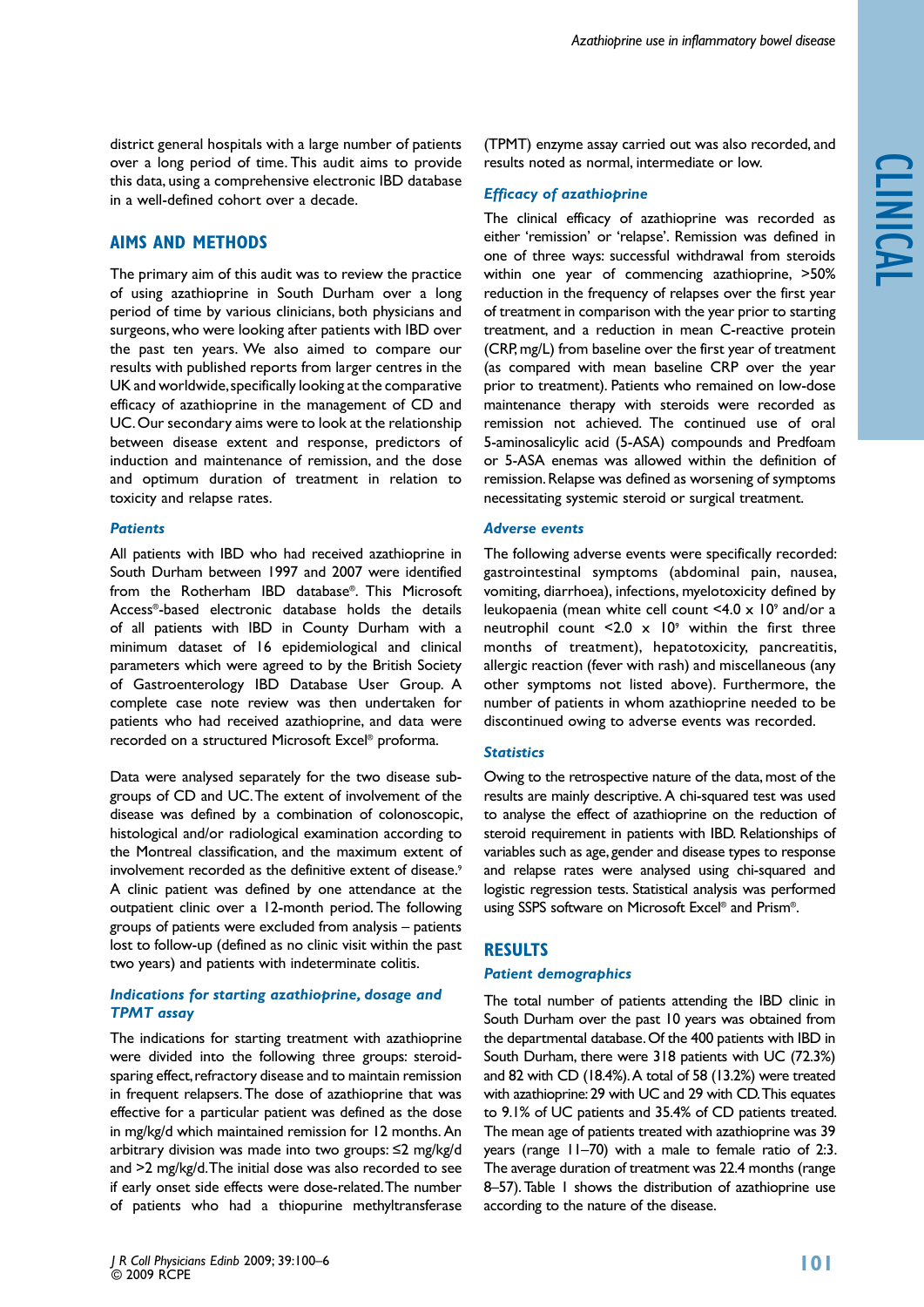district general hospitals with a large number of patients over a long period of time. This audit aims to provide this data, using a comprehensive electronic IBD database in a well-defined cohort over a decade.

## AIMS AND METHODS

The primary aim of this audit was to review the practice of using azathioprine in South Durham over a long period of time by various clinicians, both physicians and surgeons, who were looking after patients with IBD over the past ten years. We also aimed to compare our results with published reports from larger centres in the UK and worldwide, specifically looking at the comparative efficacy of azathioprine in the management of CD and UC. Our secondary aims were to look at the relationship between disease extent and response, predictors of induction and maintenance of remission, and the dose and optimum duration of treatment in relation to toxicity and relapse rates.

### *Patients*

All patients with IBD who had received azathioprine in South Durham between 1997 and 2007 were identified from the Rotherham IBD database®. This Microsoft Access®-based electronic database holds the details of all patients with IBD in County Durham with a minimum dataset of 16 epidemiological and clinical parameters which were agreed to by the British Society of Gastroenterology IBD Database User Group. A complete case note review was then undertaken for patients who had received azathioprine, and data were recorded on a structured Microsoft Excel® proforma.

Data were analysed separately for the two disease subgroups of CD and UC. The extent of involvement of the disease was defined by a combination of colonoscopic, histological and/or radiological examination according to the Montreal classification, and the maximum extent of involvement recorded as the definitive extent of disease.[9] A clinic patient was defined by one attendance at the outpatient clinic over a 12-month period. The following groups of patients were excluded from analysis – patients lost to follow-up (defined as no clinic visit within the past two years) and patients with indeterminate colitis.

### *Indications for starting azathioprine, dosage and TPMT assay*

The indications for starting treatment with azathioprine were divided into the following three groups: steroid-sparing effect, refractory disease and to maintain remission in frequent relapsers. The dose of azathioprine that was effective for a particular patient was defined as the dose in mg/kg/d which maintained remission for 12 months. An arbitrary division was made into two groups: ≤2 mg/kg/d and >2 mg/kg/d. The initial dose was also recorded to see if early onset side effects were dose-related. The number of patients who had a thiopurine methyltransferase (TPMT) enzyme assay carried out was also recorded, and results noted as normal, intermediate or low.

### *Efficacy of azathioprine*

The clinical efficacy of azathioprine was recorded as either 'remission' or 'relapse'. Remission was defined in one of three ways: successful withdrawal from steroids within one year of commencing azathioprine, >50% reduction in the frequency of relapses over the first year of treatment in comparison with the year prior to starting treatment, and a reduction in mean C-reactive protein (CRP, mg/L) from baseline over the first year of treatment (as compared with mean baseline CRP over the year prior to treatment). Patients who remained on low-dose maintenance therapy with steroids were recorded as remission not achieved. The continued use of oral 5-aminosalicylic acid (5-ASA) compounds and Predfoam or 5-ASA enemas was allowed within the definition of remission. Relapse was defined as worsening of symptoms necessitating systemic steroid or surgical treatment.

### *Adverse events*

The following adverse events were specifically recorded: gastrointestinal symptoms (abdominal pain, nausea, vomiting, diarrhoea), infections, myelotoxicity defined by leukopaenia (mean white cell count $<4.0 \times 10^9$ and/or a neutrophil count $<2.0 \times 10^9$ within the first three months of treatment), hepatotoxicity, pancreatitis, allergic reaction (fever with rash) and miscellaneous (any other symptoms not listed above). Furthermore, the number of patients in whom azathioprine needed to be discontinued owing to adverse events was recorded.

### *Statistics*

Owing to the retrospective nature of the data, most of the results are mainly descriptive. A chi-squared test was used to analyse the effect of azathioprine on the reduction of steroid requirement in patients with IBD. Relationships of variables such as age, gender and disease types to response and relapse rates were analysed using chi-squared and logistic regression tests. Statistical analysis was performed using SSPS software on Microsoft Excel® and Prism®.

## RESULTS

### *Patient demographics*

The total number of patients attending the IBD clinic in South Durham over the past 10 years was obtained from the departmental database. Of the 400 patients with IBD in South Durham, there were 318 patients with UC (72.3%) and 82 with CD (18.4%). A total of 58 (13.2%) were treated with azathioprine: 29 with UC and 29 with CD. This equates to 9.1% of UC patients and 35.4% of CD patients treated. The mean age of patients treated with azathioprine was 39 years (range 11–70) with a male to female ratio of 2:3. The average duration of treatment was 22.4 months (range 8–57). Table 1 shows the distribution of azathioprine use according to the nature of the disease.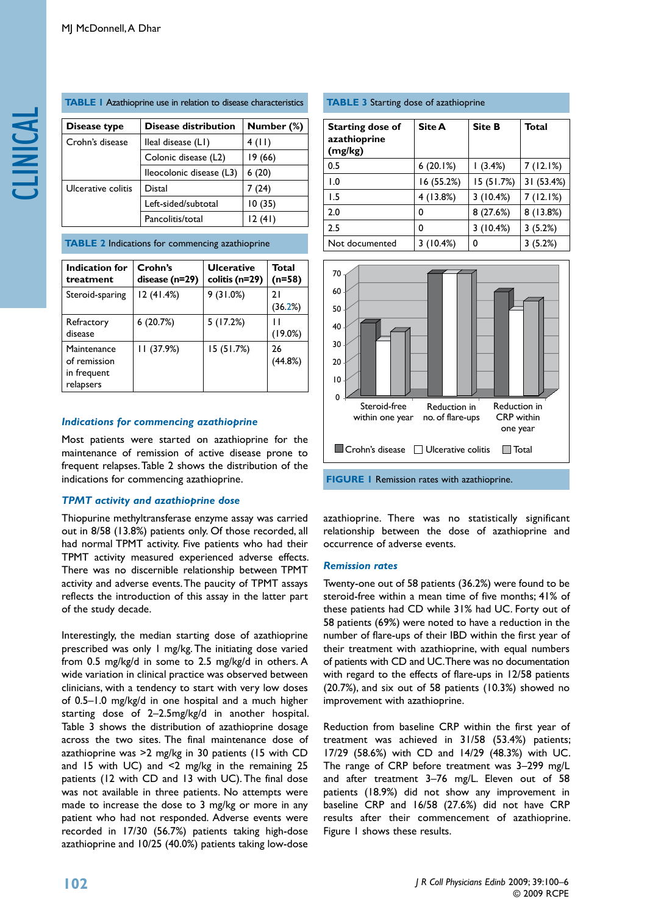**TABLE 1** Azathioprine use in relation to disease characteristics

| Disease type | Disease distribution | Number (%) |
|---|---|---|
| Crohn's disease | Ileal disease (L1) | 4 (11) |
| | Colonic disease (L2) | 19 (66) |
| | Ileocolonic disease (L3) | 6 (20) |
| Ulcerative colitis | Distal | 7 (24) |
| | Left-sided/subtotal | 10 (35) |
| | Pancolitis/total | 12 (41) |

**TABLE 2** Indications for commencing azathioprine

| Indication for treatment | Crohn's disease (n=29) | Ulcerative colitis (n=29) | Total (n=58) |
|---|---|---|---|
| Steroid-sparing | 12 (41.4%) | 9 (31.0%) | 21 (36.2%) |
| Refractory disease | 6 (20.7%) | 5 (17.2%) | 11 (19.0%) |
| Maintenance of remission in frequent relapsers | 11 (37.9%) | 15 (51.7%) | 26 (44.8%) |

### *Indications for commencing azathioprine*

Most patients were started on azathioprine for the maintenance of remission of active disease prone to frequent relapses. Table 2 shows the distribution of the indications for commencing azathioprine.

### *TPMT activity and azathioprine dose*

Thiopurine methyltransferase enzyme assay was carried out in 8/58 (13.8%) patients only. Of those recorded, all had normal TPMT activity. Five patients who had their TPMT activity measured experienced adverse effects. There was no discernible relationship between TPMT activity and adverse events. The paucity of TPMT assays reflects the introduction of this assay in the latter part of the study decade.

Interestingly, the median starting dose of azathioprine prescribed was only 1 mg/kg. The initiating dose varied from 0.5 mg/kg/d in some to 2.5 mg/kg/d in others. A wide variation in clinical practice was observed between clinicians, with a tendency to start with very low doses of 0.5–1.0 mg/kg/d in one hospital and a much higher starting dose of 2–2.5mg/kg/d in another hospital. Table 3 shows the distribution of azathioprine dosage across the two sites. The final maintenance dose of azathioprine was >2 mg/kg in 30 patients (15 with CD and 15 with UC) and <2 mg/kg in the remaining 25 patients (12 with CD and 13 with UC). The final dose was not available in three patients. No attempts were made to increase the dose to 3 mg/kg or more in any patient who had not responded. Adverse events were recorded in 17/30 (56.7%) patients taking high-dose azathioprine and 10/25 (40.0%) patients taking low-dose azathioprine. There was no statistically significant relationship between the dose of azathioprine and occurrence of adverse events.

**TABLE 3** Starting dose of azathioprine

| Starting dose of azathioprine (mg/kg) | Site A | Site B | Total |
|---|---|---|---|
| 0.5 | 6 (20.1%) | 1 (3.4%) | 7 (12.1%) |
| 1.0 | 16 (55.2%) | 15 (51.7%) | 31 (53.4%) |
| 1.5 | 4 (13.8%) | 3 (10.4%) | 7 (12.1%) |
| 2.0 | 0 | 8 (27.6%) | 8 (13.8%) |
| 2.5 | 0 | 3 (10.4%) | 3 (5.2%) |
| Not documented | 3 (10.4%) | 0 | 3 (5.2%) |

**FIGURE 1** Remission rates with azathioprine.

### *Remission rates*

Twenty-one out of 58 patients (36.2%) were found to be steroid-free within a mean time of five months; 41% of these patients had CD while 31% had UC. Forty out of 58 patients (69%) were noted to have a reduction in the number of flare-ups of their IBD within the first year of their treatment with azathioprine, with equal numbers of patients with CD and UC. There was no documentation with regard to the effects of flare-ups in 12/58 patients (20.7%), and six out of 58 patients (10.3%) showed no improvement with azathioprine.

Reduction from baseline CRP within the first year of treatment was achieved in 31/58 (53.4%) patients; 17/29 (58.6%) with CD and 14/29 (48.3%) with UC. The range of CRP before treatment was 3–299 mg/L and after treatment 3–76 mg/L. Eleven out of 58 patients (18.9%) did not show any improvement in baseline CRP and 16/58 (27.6%) did not have CRP results after their commencement of azathioprine. Figure 1 shows these results.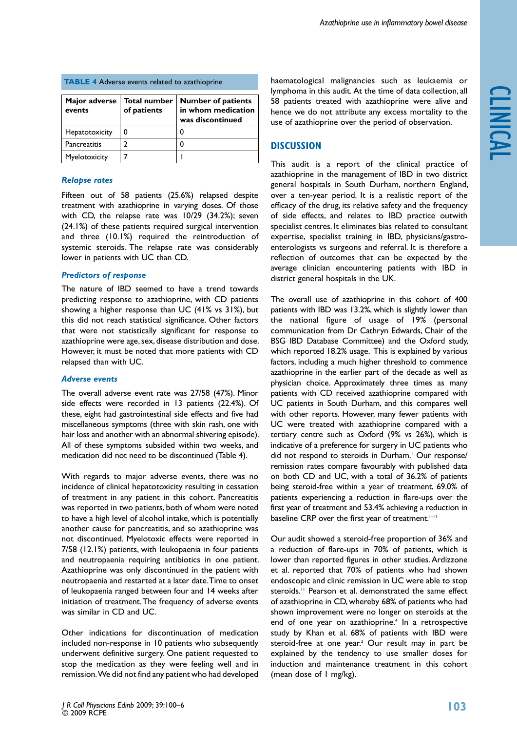**TABLE 4** Adverse events related to azathioprine

| Major adverse events | Total number of patients | Number of patients in whom medication was discontinued |
|---|---|---|
| Hepatotoxicity | 0 | 0 |
| Pancreatitis | 2 | 0 |
| Myelotoxicity | 7 | 1 |

### *Relapse rates*

Fifteen out of 58 patients (25.6%) relapsed despite treatment with azathioprine in varying doses. Of those with CD, the relapse rate was 10/29 (34.2%); seven (24.1%) of these patients required surgical intervention and three (10.1%) required the reintroduction of systemic steroids. The relapse rate was considerably lower in patients with UC than CD.

### *Predictors of response*

The nature of IBD seemed to have a trend towards predicting response to azathioprine, with CD patients showing a higher response than UC (41% vs 31%), but this did not reach statistical significance. Other factors that were not statistically significant for response to azathioprine were age, sex, disease distribution and dose. However, it must be noted that more patients with CD relapsed than with UC.

### *Adverse events*

The overall adverse event rate was 27/58 (47%). Minor side effects were recorded in 13 patients (22.4%). Of these, eight had gastrointestinal side effects and five had miscellaneous symptoms (three with skin rash, one with hair loss and another with an abnormal shivering episode). All of these symptoms subsided within two weeks, and medication did not need to be discontinued (Table 4).

With regards to major adverse events, there was no incidence of clinical hepatotoxicity resulting in cessation of treatment in any patient in this cohort. Pancreatitis was reported in two patients, both of whom were noted to have a high level of alcohol intake, which is potentially another cause for pancreatitis, and so azathioprine was not discontinued. Myelotoxic effects were reported in 7/58 (12.1%) patients, with leukopenia in four patients and neutropaenia requiring antibiotics in one patient. Azathioprine was only discontinued in the patient with neutropaenia and restarted at a later date. Time to onset of leukopaenia ranged between four and 14 weeks after initiation of treatment. The frequency of adverse events was similar in CD and UC.

Other indications for discontinuation of medication included non-response in 10 patients who subsequently underwent definitive surgery. One patient requested to stop the medication as they were feeling well and in remission. We did not find any patient who had developed haematological malignancies such as leukaemia or lymphoma in this audit. At the time of data collection, all 58 patients treated with azathioprine were alive and hence we do not attribute any excess mortality to the use of azathioprine over the period of observation.

## DISCUSSION

This audit is a report of the clinical practice of azathioprine in the management of IBD in two district general hospitals in South Durham, northern England, over a ten-year period. It is a realistic report of the efficacy of the drug, its relative safety and the frequency of side effects, and relates to IBD practice outwith specialist centres. It eliminates bias related to consultant expertise, specialist training in IBD, physicians/gastro-enterologists vs surgeons and referral. It is therefore a reflection of outcomes that can be expected by the average clinician encountering patients with IBD in district general hospitals in the UK.

The overall use of azathioprine in this cohort of 400 patients with IBD was 13.2%, which is slightly lower than the national figure of usage of 19% (personal communication from Dr Cathryn Edwards, Chair of the BSG IBD Database Committee) and the Oxford study, which reported 18.2% usage.[1] This is explained by various factors, including a much higher threshold to commence azathioprine in the earlier part of the decade as well as physician choice. Approximately three times as many patients with CD received azathioprine compared with UC patients in South Durham, and this compares well with other reports. However, many fewer patients with UC were treated with azathioprine compared with a tertiary centre such as Oxford (9% vs 26%), which is indicative of a preference for surgery in UC patients who did not respond to steroids in Durham.[1] Our response/remission rates compare favourably with published data on both CD and UC, with a total of 36.2% of patients being steroid-free within a year of treatment, 69.0% of patients experiencing a reduction in flare-ups over the first year of treatment and 53.4% achieving a reduction in baseline CRP over the first year of treatment.[1–11]

Our audit showed a steroid-free proportion of 36% and a reduction of flare-ups in 70% of patients, which is lower than reported figures in other studies. Ardizzone et al. reported that 70% of patients who had shown endoscopic and clinic remission in UC were able to stop steroids.[11] Pearson et al. demonstrated the same effect of azathioprine in CD, whereby 68% of patients who had shown improvement were no longer on steroids at the end of one year on azathioprine.[4] In a retrospective study by Khan et al. 68% of patients with IBD were steroid-free at one year.[2] Our result may in part be explained by the tendency to use smaller doses for induction and maintenance treatment in this cohort (mean dose of 1 mg/kg).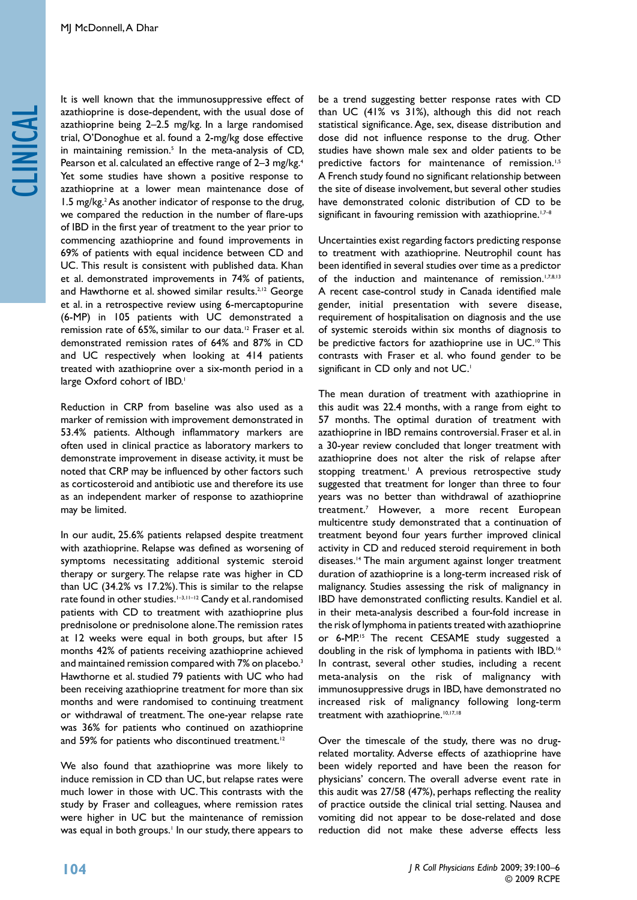It is well known that the immunosuppressive effect of azathioprine is dose-dependent, with the usual dose of azathioprine being 2–2.5 mg/kg. In a large randomised trial, O'Donoghue et al. found a 2-mg/kg dose effective in maintaining remission.[5] In the meta-analysis of CD, Pearson et al. calculated an effective range of 2–3 mg/kg.[4] Yet some studies have shown a positive response to azathioprine at a lower mean maintenance dose of 1.5 mg/kg.[2] As another indicator of response to the drug, we compared the reduction in the number of flare-ups of IBD in the first year of treatment to the year prior to commencing azathioprine and found improvements in 69% of patients with equal incidence between CD and UC. This result is consistent with published data. Khan et al. demonstrated improvements in 74% of patients, and Hawthorne et al. showed similar results.[2,12] George et al. in a retrospective review using 6-mercaptopurine (6-MP) in 105 patients with UC demonstrated a remission rate of 65%, similar to our data.[12] Fraser et al. demonstrated remission rates of 64% and 87% in CD and UC respectively when looking at 414 patients treated with azathioprine over a six-month period in a large Oxford cohort of IBD.[1]

Reduction in CRP from baseline was also used as a marker of remission with improvement demonstrated in 53.4% patients. Although inflammatory markers are often used in clinical practice as laboratory markers to demonstrate improvement in disease activity, it must be noted that CRP may be influenced by other factors such as corticosteroid and antibiotic use and therefore its use as an independent marker of response to azathioprine may be limited.

In our audit, 25.6% patients relapsed despite treatment with azathioprine. Relapse was defined as worsening of symptoms necessitating additional systemic steroid therapy or surgery. The relapse rate was higher in CD than UC (34.2% vs 17.2%). This is similar to the relapse rate found in other studies.[1–3,11–12] Candy et al. randomised patients with CD to treatment with azathioprine plus prednisolone or prednisolone alone. The remission rates at 12 weeks were equal in both groups, but after 15 months 42% of patients receiving azathioprine achieved and maintained remission compared with 7% on placebo.[3] Hawthorne et al. studied 79 patients with UC who had been receiving azathioprine treatment for more than six months and were randomised to continuing treatment or withdrawal of treatment. The one-year relapse rate was 36% for patients who continued on azathioprine and 59% for patients who discontinued treatment.[12]

We also found that azathioprine was more likely to induce remission in CD than UC, but relapse rates were much lower in those with UC. This contrasts with the study by Fraser and colleagues, where remission rates were higher in UC but the maintenance of remission was equal in both groups.[1] In our study, there appears to be a trend suggesting better response rates with CD than UC (41% vs 31%), although this did not reach statistical significance. Age, sex, disease distribution and dose did not influence response to the drug. Other studies have shown male sex and older patients to be predictive factors for maintenance of remission.[1,5] A French study found no significant relationship between the site of disease involvement, but several other studies have demonstrated colonic distribution of CD to be significant in favouring remission with azathioprine.[1,7–8]

Uncertainties exist regarding factors predicting response to treatment with azathioprine. Neutrophil count has been identified in several studies over time as a predictor of the induction and maintenance of remission.[1,7,8,13] A recent case-control study in Canada identified male gender, initial presentation with severe disease, requirement of hospitalisation on diagnosis and the use of systemic steroids within six months of diagnosis to be predictive factors for azathioprine use in UC.[10] This contrasts with Fraser et al. who found gender to be significant in CD only and not UC.[1]

The mean duration of treatment with azathioprine in this audit was 22.4 months, with a range from eight to 57 months. The optimal duration of treatment with azathioprine in IBD remains controversial. Fraser et al. in a 30-year review concluded that longer treatment with azathioprine does not alter the risk of relapse after stopping treatment.[1] A previous retrospective study suggested that treatment for longer than three to four years was no better than withdrawal of azathioprine treatment.[7] However, a more recent European multicentre study demonstrated that a continuation of treatment beyond four years further improved clinical activity in CD and reduced steroid requirement in both diseases.[14] The main argument against longer treatment duration of azathioprine is a long-term increased risk of malignancy. Studies assessing the risk of malignancy in IBD have demonstrated conflicting results. Kandiel et al. in their meta-analysis described a four-fold increase in the risk of lymphoma in patients treated with azathioprine or 6-MP.[15] The recent CESAME study suggested a doubling in the risk of lymphoma in patients with IBD.[16] In contrast, several other studies, including a recent meta-analysis on the risk of malignancy with immunosuppressive drugs in IBD, have demonstrated no increased risk of malignancy following long-term treatment with azathioprine.[10,17,18]

Over the timescale of the study, there was no drug-related mortality. Adverse effects of azathioprine have been widely reported and have been the reason for physicians' concern. The overall adverse event rate in this audit was 27/58 (47%), perhaps reflecting the reality of practice outside the clinical trial setting. Nausea and vomiting did not appear to be dose-related and dose reduction did not make these adverse effects less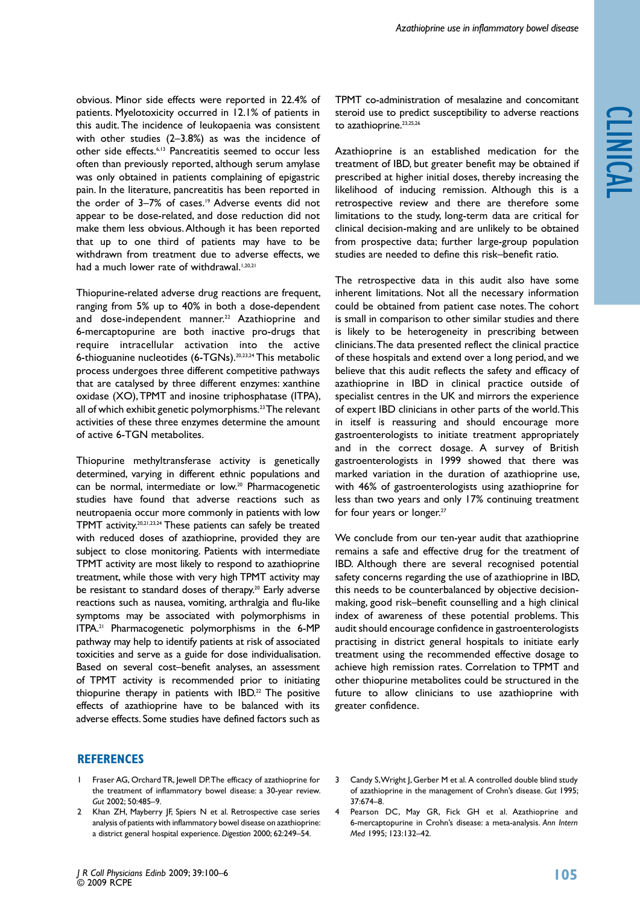obvious. Minor side effects were reported in 22.4% of patients. Myelotoxicity occurred in 12.1% of patients in this audit. The incidence of leukopaenia was consistent with other studies (2–3.8%) as was the incidence of other side effects.[6,13] Pancreatitis seemed to occur less often than previously reported, although serum amylase was only obtained in patients complaining of epigastric pain. In the literature, pancreatitis has been reported in the order of 3–7% of cases.[19] Adverse events did not appear to be dose-related, and dose reduction did not make them less obvious. Although it has been reported that up to one third of patients may have to be withdrawn from treatment due to adverse effects, we had a much lower rate of withdrawal.[1,20,21]

Thiopurine-related adverse drug reactions are frequent, ranging from 5% up to 40% in both a dose-dependent and dose-independent manner.[22] Azathioprine and 6-mercaptopurine are both inactive pro-drugs that require intracellular activation into the active 6-thioguanine nucleotides (6-TGNs).[20,23,24] This metabolic process undergoes three different competitive pathways that are catalysed by three different enzymes: xanthine oxidase (XO), TPMT and inosine triphosphatase (ITPA), all of which exhibit genetic polymorphisms.[23] The relevant activities of these three enzymes determine the amount of active 6-TGN metabolites.

Thiopurine methyltransferase activity is genetically determined, varying in different ethnic populations and can be normal, intermediate or low.[20] Pharmacogenetic studies have found that adverse reactions such as neutropaenia occur more commonly in patients with low TPMT activity.[20,21,23,24] These patients can safely be treated with reduced doses of azathioprine, provided they are subject to close monitoring. Patients with intermediate TPMT activity are most likely to respond to azathioprine treatment, while those with very high TPMT activity may be resistant to standard doses of therapy.[20] Early adverse reactions such as nausea, vomiting, arthralgia and flu-like symptoms may be associated with polymorphisms in ITPA.[21] Pharmacogenetic polymorphisms in the 6-MP pathway may help to identify patients at risk of associated toxicities and serve as a guide for dose individualisation. Based on several cost–benefit analyses, an assessment of TPMT activity is recommended prior to initiating thiopurine therapy in patients with IBD.[22] The positive effects of azathioprine have to be balanced with its adverse effects. Some studies have defined factors such as TPMT co-administration of mesalazine and concomitant steroid use to predict susceptibility to adverse reactions to azathioprine.[23,25,26]

Azathioprine is an established medication for the treatment of IBD, but greater benefit may be obtained if prescribed at higher initial doses, thereby increasing the likelihood of inducing remission. Although this is a retrospective review and there are therefore some limitations to the study, long-term data are critical for clinical decision-making and are unlikely to be obtained from prospective data; further large-group population studies are needed to define this risk–benefit ratio.

The retrospective data in this audit also have some inherent limitations. Not all the necessary information could be obtained from patient case notes. The cohort is small in comparison to other similar studies and there is likely to be heterogeneity in prescribing between clinicians. The data presented reflect the clinical practice of these hospitals and extend over a long period, and we believe that this audit reflects the safety and efficacy of azathioprine in IBD in clinical practice outside of specialist centres in the UK and mirrors the experience of expert IBD clinicians in other parts of the world. This in itself is reassuring and should encourage more gastroenterologists to initiate treatment appropriately and in the correct dosage. A survey of British gastroenterologists in 1999 showed that there was marked variation in the duration of azathioprine use, with 46% of gastroenterologists using azathioprine for less than two years and only 17% continuing treatment for four years or longer.[27]

We conclude from our ten-year audit that azathioprine remains a safe and effective drug for the treatment of IBD. Although there are several recognised potential safety concerns regarding the use of azathioprine in IBD, this needs to be counterbalanced by objective decision-making, good risk–benefit counselling and a high clinical index of awareness of these potential problems. This audit should encourage confidence in gastroenterologists practising in district general hospitals to initiate early treatment using the recommended effective dosage to achieve high remission rates. Correlation to TPMT and other thiopurine metabolites could be structured in the future to allow clinicians to use azathioprine with greater confidence.

## REFERENCES

1. Fraser AG, Orchard TR, Jewell DP. The efficacy of azathioprine for the treatment of inflammatory bowel disease: a 30-year review. *Gut* 2002; 50:485–9.
2. Khan ZH, Mayberry JF, Spiers N et al. Retrospective case series analysis of patients with inflammatory bowel disease on azathioprine: a district general hospital experience. *Digestion* 2000; 62:249–54.
3. Candy S, Wright J, Gerber M et al. A controlled double blind study of azathioprine in the management of Crohn's disease. *Gut* 1995; 37:674–8.
4. Pearson DC, May GR, Fick GH et al. Azathioprine and 6-mercaptopurine in Crohn's disease: a meta-analysis. *Ann Intern Med* 1995; 123:132–42.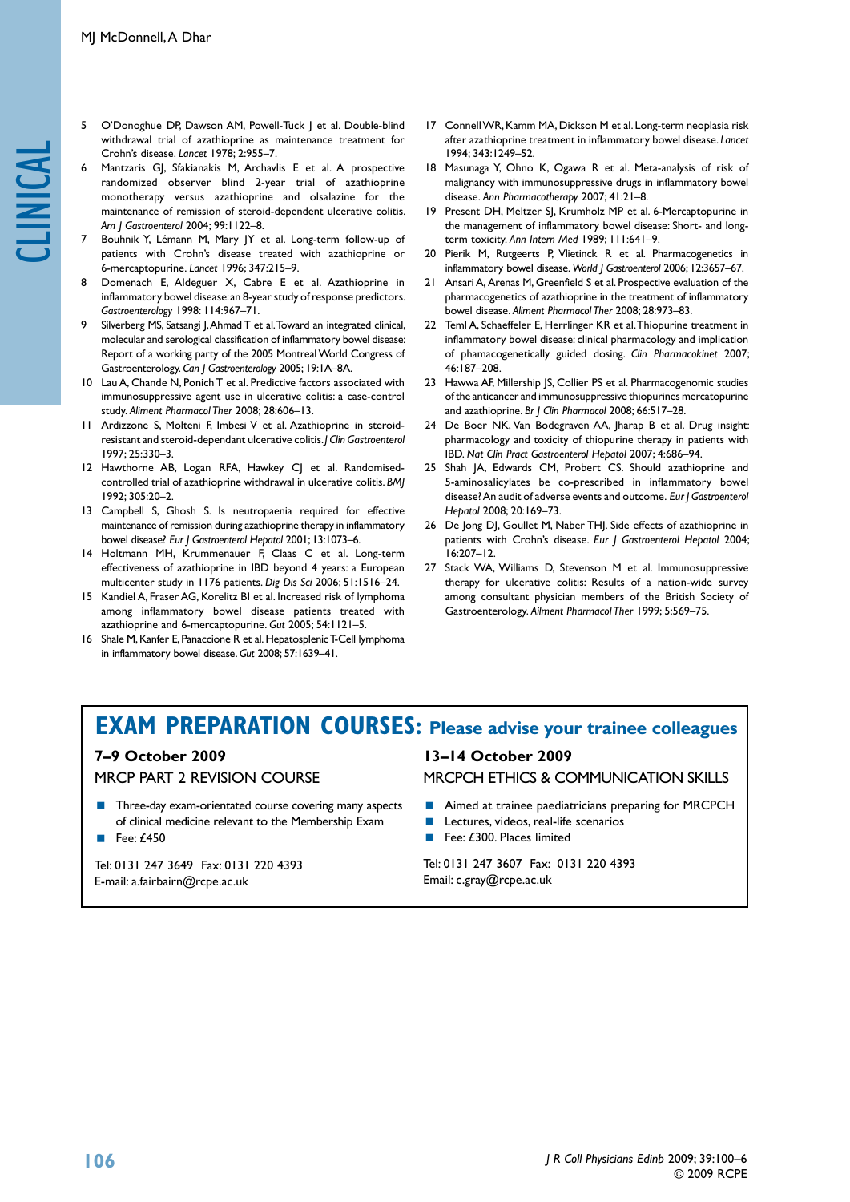5 O'Donoghue DP, Dawson AM, Powell-Tuck J et al. Double-blind withdrawal trial of azathioprine as maintenance treatment for Crohn's disease. *Lancet* 1978; 2:955–7.
6 Mantzaris GJ, Sfakianakis M, Archavlis E et al. A prospective randomized observer blind 2-year trial of azathioprine monotherapy versus azathioprine and olsalazine for the maintenance of remission of steroid-dependent ulcerative colitis. *Am J Gastroenterol* 2004; 99:1122–8.
7 Bouhnik Y, Lémann M, Mary JY et al. Long-term follow-up of patients with Crohn's disease treated with azathioprine or 6-mercaptopurine. *Lancet* 1996; 347:215–9.
8 Domenach E, Aldeguer X, Cabre E et al. Azathioprine in inflammatory bowel disease: an 8-year study of response predictors. *Gastroenterology* 1998: 114:967–71.
9 Silverberg MS, Satsangi J, Ahmad T et al. Toward an integrated clinical, molecular and serological classification of inflammatory bowel disease: Report of a working party of the 2005 Montreal World Congress of Gastroenterology. *Can J Gastroenterology* 2005; 19:1A–8A.
10 Lau A, Chande N, Ponich T et al. Predictive factors associated with immunosuppressive agent use in ulcerative colitis: a case-control study. *Aliment Pharmacol Ther* 2008; 28:606–13.
11 Ardizzone S, Molteni F, Imbesi V et al. Azathioprine in steroid-resistant and steroid-dependant ulcerative colitis. *J Clin Gastroenterol* 1997; 25:330–3.
12 Hawthorne AB, Logan RFA, Hawkey CJ et al. Randomised-controlled trial of azathioprine withdrawal in ulcerative colitis. *BMJ* 1992; 305:20–2.
13 Campbell S, Ghosh S. Is neutropaenia required for effective maintenance of remission during azathioprine therapy in inflammatory bowel disease? *Eur J Gastroenterol Hepatol* 2001; 13:1073–6.
14 Holtmann MH, Krummenauer F, Claas C et al. Long-term effectiveness of azathioprine in IBD beyond 4 years: a European multicenter study in 1176 patients. *Dig Dis Sci* 2006; 51:1516–24.
15 Kandiel A, Fraser AG, Korelitz BI et al. Increased risk of lymphoma among inflammatory bowel disease patients treated with azathioprine and 6-mercaptopurine. *Gut* 2005; 54:1121–5.
16 Shale M, Kanfer E, Panaccione R et al. Hepatosplenic T-Cell lymphoma in inflammatory bowel disease. *Gut* 2008; 57:1639–41.
17 Connell WR, Kamm MA, Dickson M et al. Long-term neoplasia risk after azathioprine treatment in inflammatory bowel disease. *Lancet* 1994; 343:1249–52.
18 Masunaga Y, Ohno K, Ogawa R et al. Meta-analysis of risk of malignancy with immunosuppressive drugs in inflammatory bowel disease. *Ann Pharmacotherapy* 2007; 41:21–8.
19 Present DH, Meltzer SJ, Krumholz MP et al. 6-Mercaptopurine in the management of inflammatory bowel disease: Short- and long-term toxicity. *Ann Intern Med* 1989; 111:641–9.
20 Pierik M, Rutgeerts P, Vlietinck R et al. Pharmacogenetics in inflammatory bowel disease. *World J Gastroenterol* 2006; 12:3657–67.
21 Ansari A, Arenas M, Greenfield S et al. Prospective evaluation of the pharmacogenetics of azathioprine in the treatment of inflammatory bowel disease. *Aliment Pharmacol Ther* 2008; 28:973–83.
22 Teml A, Schaeffeler E, Herrlinger KR et al. Thiopurine treatment in inflammatory bowel disease: clinical pharmacology and implication of phamacogenetically guided dosing. *Clin Pharmacokinet* 2007; 46:187–208.
23 Hawwa AF, Millership JS, Collier PS et al. Pharmacogenomic studies of the anticancer and immunosuppressive thiopurines mercatopurine and azathioprine. *Br J Clin Pharmacol* 2008; 66:517–28.
24 De Boer NK, Van Bodegraven AA, Jharap B et al. Drug insight: pharmacology and toxicity of thiopurine therapy in patients with IBD. *Nat Clin Pract Gastroenterol Hepatol* 2007; 4:686–94.
25 Shah JA, Edwards CM, Probert CS. Should azathioprine and 5-aminosalicylates be co-prescribed in inflammatory bowel disease? An audit of adverse events and outcome. *Eur J Gastroenterol Hepatol* 2008; 20:169–73.
26 De Jong DJ, Goullet M, Naber THJ. Side effects of azathioprine in patients with Crohn's disease. *Eur J Gastroenterol Hepatol* 2004; 16:207–12.
27 Stack WA, Williams D, Stevenson M et al. Immunosuppressive therapy for ulcerative colitis: Results of a nation-wide survey among consultant physician members of the British Society of Gastroenterology. *Ailment Pharmacol Ther* 1999; 5:569–75.

## EXAM PREPARATION COURSES: Please advise your trainee colleagues

### 7–9 October 2009

MRCP PART 2 REVISION COURSE

- Three-day exam-orientated course covering many aspects of clinical medicine relevant to the Membership Exam
- Fee: £450

Tel: 0131 247 3649 Fax: 0131 220 4393
E-mail: a.fairbairn@rcpe.ac.uk

### 13–14 October 2009

MRCPCH ETHICS & COMMUNICATION SKILLS

- Aimed at trainee paediatricians preparing for MRCPCH
- Lectures, videos, real-life scenarios
- Fee: £300. Places limited

Tel: 0131 247 3607 Fax: 0131 220 4393
Email: c.gray@rcpe.ac.uk